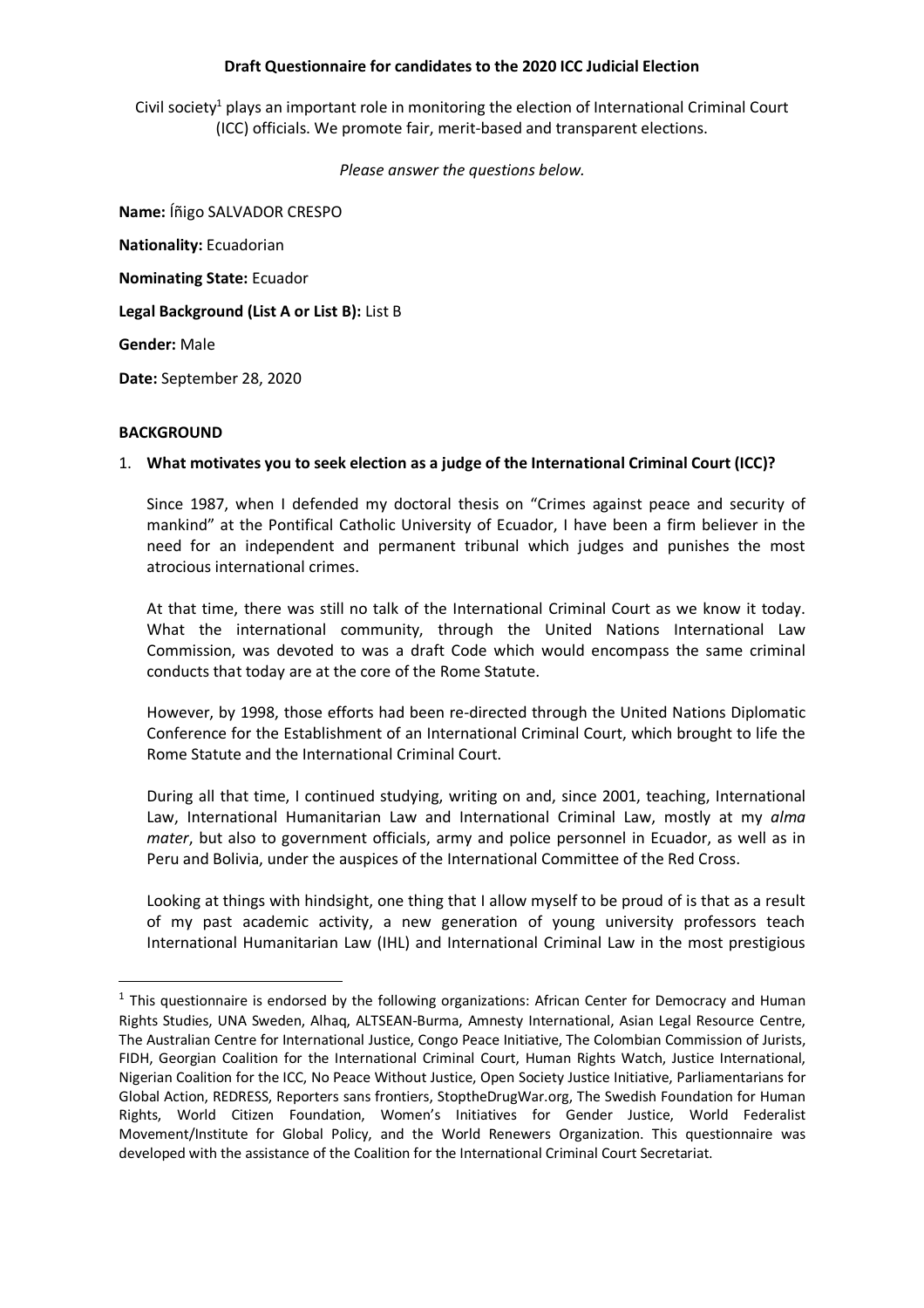**Draft Questionnaire for candidates to the 2020 ICC Judicial Election**

Civil society[1] plays an important role in monitoring the election of International Criminal Court (ICC) officials. We promote fair, merit-based and transparent elections.

*Please answer the questions below.*

**Name:** Íñigo SALVADOR CRESPO

**Nationality:** Ecuadorian

**Nominating State:** Ecuador

**Legal Background (List A or List B):** List B

**Gender:** Male

**Date:** September 28, 2020

**BACKGROUND**

1. **What motivates you to seek election as a judge of the International Criminal Court (ICC)?**

   Since 1987, when I defended my doctoral thesis on "Crimes against peace and security of mankind" at the Pontifical Catholic University of Ecuador, I have been a firm believer in the need for an independent and permanent tribunal which judges and punishes the most atrocious international crimes.

   At that time, there was still no talk of the International Criminal Court as we know it today. What the international community, through the United Nations International Law Commission, was devoted to was a draft Code which would encompass the same criminal conducts that today are at the core of the Rome Statute.

   However, by 1998, those efforts had been re-directed through the United Nations Diplomatic Conference for the Establishment of an International Criminal Court, which brought to life the Rome Statute and the International Criminal Court.

   During all that time, I continued studying, writing on and, since 2001, teaching, International Law, International Humanitarian Law and International Criminal Law, mostly at my *alma mater*, but also to government officials, army and police personnel in Ecuador, as well as in Peru and Bolivia, under the auspices of the International Committee of the Red Cross.

   Looking at things with hindsight, one thing that I allow myself to be proud of is that as a result of my past academic activity, a new generation of young university professors teach International Humanitarian Law (IHL) and International Criminal Law in the most prestigious

[1] This questionnaire is endorsed by the following organizations: African Center for Democracy and Human Rights Studies, UNA Sweden, Alhaq, ALTSEAN-Burma, Amnesty International, Asian Legal Resource Centre, The Australian Centre for International Justice, Congo Peace Initiative, The Colombian Commission of Jurists, FIDH, Georgian Coalition for the International Criminal Court, Human Rights Watch, Justice International, Nigerian Coalition for the ICC, No Peace Without Justice, Open Society Justice Initiative, Parliamentarians for Global Action, REDRESS, Reporters sans frontiers, StoptheDrugWar.org, The Swedish Foundation for Human Rights, World Citizen Foundation, Women's Initiatives for Gender Justice, World Federalist Movement/Institute for Global Policy, and the World Renewers Organization. This questionnaire was developed with the assistance of the Coalition for the International Criminal Court Secretariat.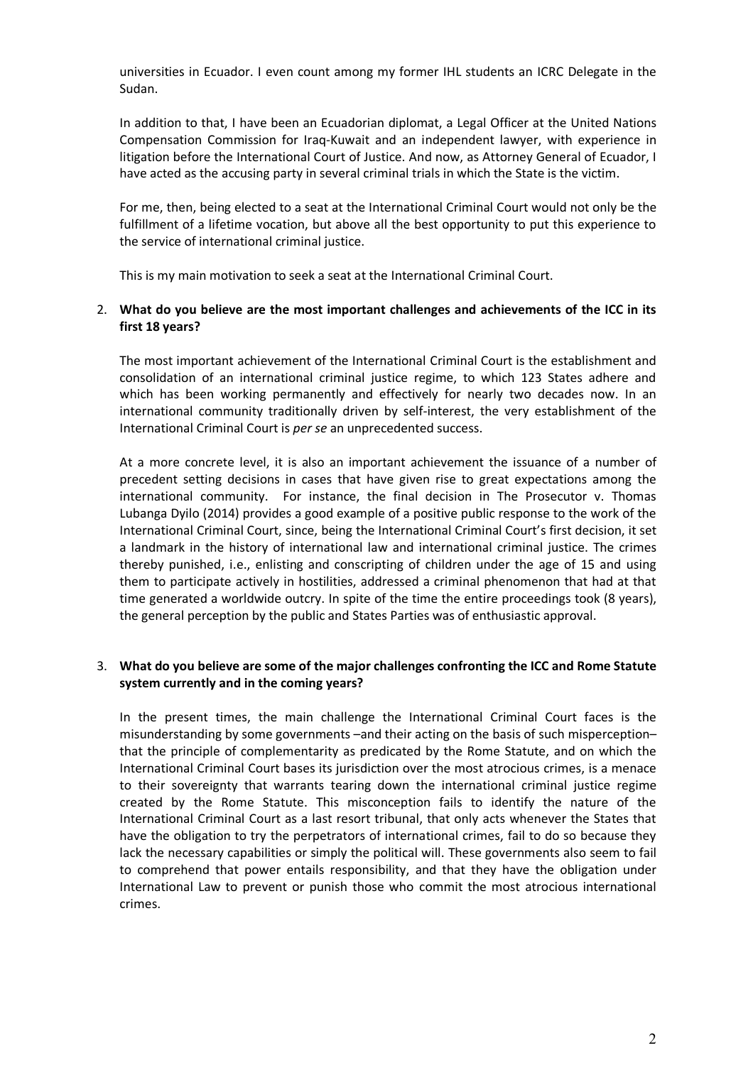universities in Ecuador. I even count among my former IHL students an ICRC Delegate in the Sudan.

In addition to that, I have been an Ecuadorian diplomat, a Legal Officer at the United Nations Compensation Commission for Iraq-Kuwait and an independent lawyer, with experience in litigation before the International Court of Justice. And now, as Attorney General of Ecuador, I have acted as the accusing party in several criminal trials in which the State is the victim.

For me, then, being elected to a seat at the International Criminal Court would not only be the fulfillment of a lifetime vocation, but above all the best opportunity to put this experience to the service of international criminal justice.

This is my main motivation to seek a seat at the International Criminal Court.

2. **What do you believe are the most important challenges and achievements of the ICC in its first 18 years?**

The most important achievement of the International Criminal Court is the establishment and consolidation of an international criminal justice regime, to which 123 States adhere and which has been working permanently and effectively for nearly two decades now. In an international community traditionally driven by self-interest, the very establishment of the International Criminal Court is *per se* an unprecedented success.

At a more concrete level, it is also an important achievement the issuance of a number of precedent setting decisions in cases that have given rise to great expectations among the international community. For instance, the final decision in The Prosecutor v. Thomas Lubanga Dyilo (2014) provides a good example of a positive public response to the work of the International Criminal Court, since, being the International Criminal Court's first decision, it set a landmark in the history of international law and international criminal justice. The crimes thereby punished, i.e., enlisting and conscripting of children under the age of 15 and using them to participate actively in hostilities, addressed a criminal phenomenon that had at that time generated a worldwide outcry. In spite of the time the entire proceedings took (8 years), the general perception by the public and States Parties was of enthusiastic approval.

3. **What do you believe are some of the major challenges confronting the ICC and Rome Statute system currently and in the coming years?**

In the present times, the main challenge the International Criminal Court faces is the misunderstanding by some governments –and their acting on the basis of such misperception– that the principle of complementarity as predicated by the Rome Statute, and on which the International Criminal Court bases its jurisdiction over the most atrocious crimes, is a menace to their sovereignty that warrants tearing down the international criminal justice regime created by the Rome Statute. This misconception fails to identify the nature of the International Criminal Court as a last resort tribunal, that only acts whenever the States that have the obligation to try the perpetrators of international crimes, fail to do so because they lack the necessary capabilities or simply the political will. These governments also seem to fail to comprehend that power entails responsibility, and that they have the obligation under International Law to prevent or punish those who commit the most atrocious international crimes.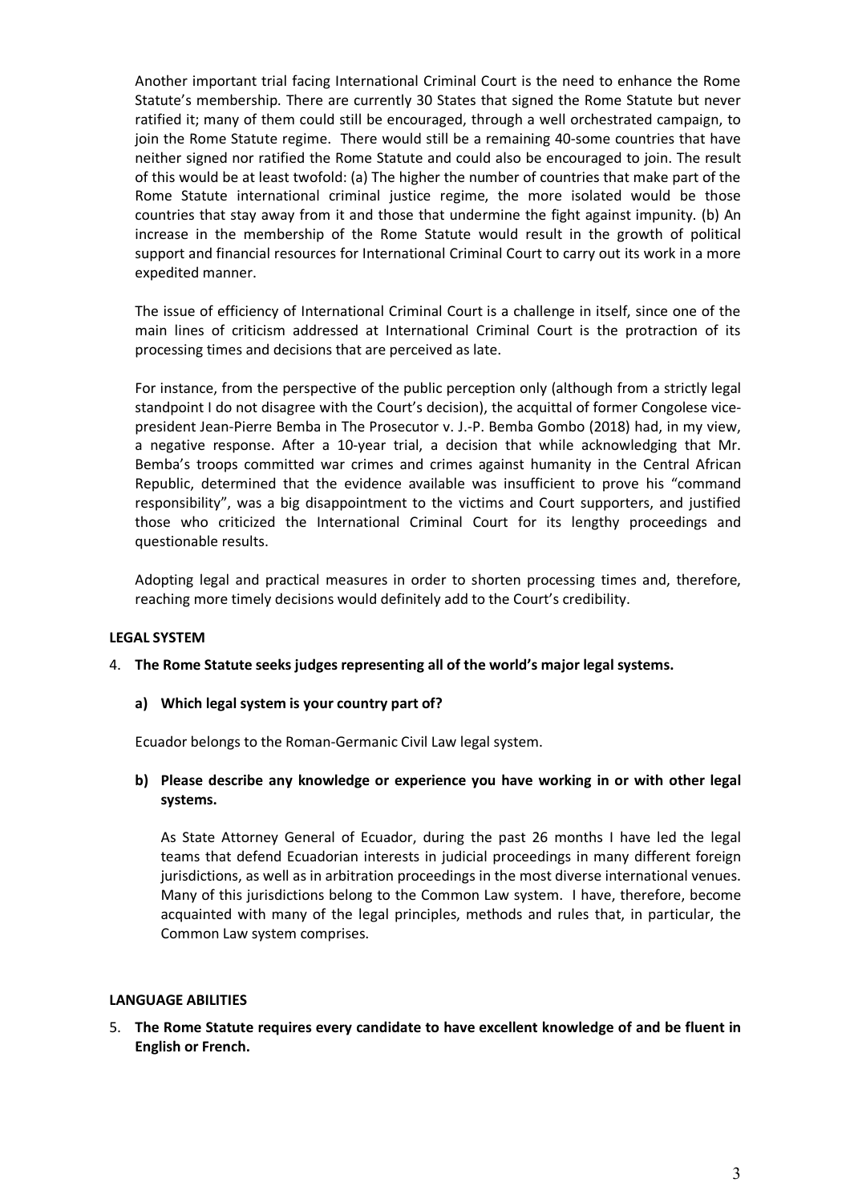Another important trial facing International Criminal Court is the need to enhance the Rome Statute's membership. There are currently 30 States that signed the Rome Statute but never ratified it; many of them could still be encouraged, through a well orchestrated campaign, to join the Rome Statute regime. There would still be a remaining 40-some countries that have neither signed nor ratified the Rome Statute and could also be encouraged to join. The result of this would be at least twofold: (a) The higher the number of countries that make part of the Rome Statute international criminal justice regime, the more isolated would be those countries that stay away from it and those that undermine the fight against impunity. (b) An increase in the membership of the Rome Statute would result in the growth of political support and financial resources for International Criminal Court to carry out its work in a more expedited manner.

The issue of efficiency of International Criminal Court is a challenge in itself, since one of the main lines of criticism addressed at International Criminal Court is the protraction of its processing times and decisions that are perceived as late.

For instance, from the perspective of the public perception only (although from a strictly legal standpoint I do not disagree with the Court's decision), the acquittal of former Congolese vice-president Jean-Pierre Bemba in The Prosecutor v. J.-P. Bemba Gombo (2018) had, in my view, a negative response. After a 10-year trial, a decision that while acknowledging that Mr. Bemba's troops committed war crimes and crimes against humanity in the Central African Republic, determined that the evidence available was insufficient to prove his "command responsibility", was a big disappointment to the victims and Court supporters, and justified those who criticized the International Criminal Court for its lengthy proceedings and questionable results.

Adopting legal and practical measures in order to shorten processing times and, therefore, reaching more timely decisions would definitely add to the Court's credibility.

**LEGAL SYSTEM**

4. **The Rome Statute seeks judges representing all of the world's major legal systems.**

   **a) Which legal system is your country part of?**

   Ecuador belongs to the Roman-Germanic Civil Law legal system.

   **b) Please describe any knowledge or experience you have working in or with other legal systems.**

   As State Attorney General of Ecuador, during the past 26 months I have led the legal teams that defend Ecuadorian interests in judicial proceedings in many different foreign jurisdictions, as well as in arbitration proceedings in the most diverse international venues. Many of this jurisdictions belong to the Common Law system. I have, therefore, become acquainted with many of the legal principles, methods and rules that, in particular, the Common Law system comprises.

**LANGUAGE ABILITIES**

5. **The Rome Statute requires every candidate to have excellent knowledge of and be fluent in English or French.**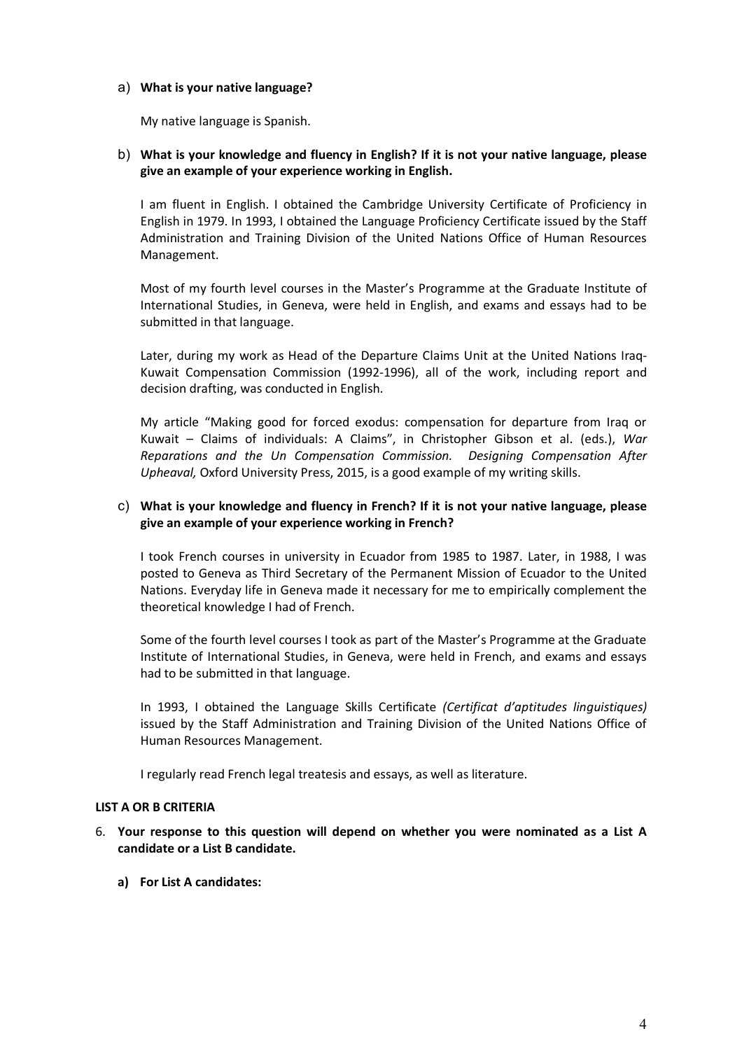a) **What is your native language?**

My native language is Spanish.

b) **What is your knowledge and fluency in English? If it is not your native language, please give an example of your experience working in English.**

I am fluent in English. I obtained the Cambridge University Certificate of Proficiency in English in 1979. In 1993, I obtained the Language Proficiency Certificate issued by the Staff Administration and Training Division of the United Nations Office of Human Resources Management.

Most of my fourth level courses in the Master's Programme at the Graduate Institute of International Studies, in Geneva, were held in English, and exams and essays had to be submitted in that language.

Later, during my work as Head of the Departure Claims Unit at the United Nations Iraq-Kuwait Compensation Commission (1992-1996), all of the work, including report and decision drafting, was conducted in English.

My article "Making good for forced exodus: compensation for departure from Iraq or Kuwait – Claims of individuals: A Claims", in Christopher Gibson et al. (eds.), *War Reparations and the Un Compensation Commission. Designing Compensation After Upheaval,* Oxford University Press, 2015, is a good example of my writing skills.

c) **What is your knowledge and fluency in French? If it is not your native language, please give an example of your experience working in French?**

I took French courses in university in Ecuador from 1985 to 1987. Later, in 1988, I was posted to Geneva as Third Secretary of the Permanent Mission of Ecuador to the United Nations. Everyday life in Geneva made it necessary for me to empirically complement the theoretical knowledge I had of French.

Some of the fourth level courses I took as part of the Master's Programme at the Graduate Institute of International Studies, in Geneva, were held in French, and exams and essays had to be submitted in that language.

In 1993, I obtained the Language Skills Certificate *(Certificat d'aptitudes linguistiques)* issued by the Staff Administration and Training Division of the United Nations Office of Human Resources Management.

I regularly read French legal treatesis and essays, as well as literature.

**LIST A OR B CRITERIA**

6. **Your response to this question will depend on whether you were nominated as a List A candidate or a List B candidate.**

   **a) For List A candidates:**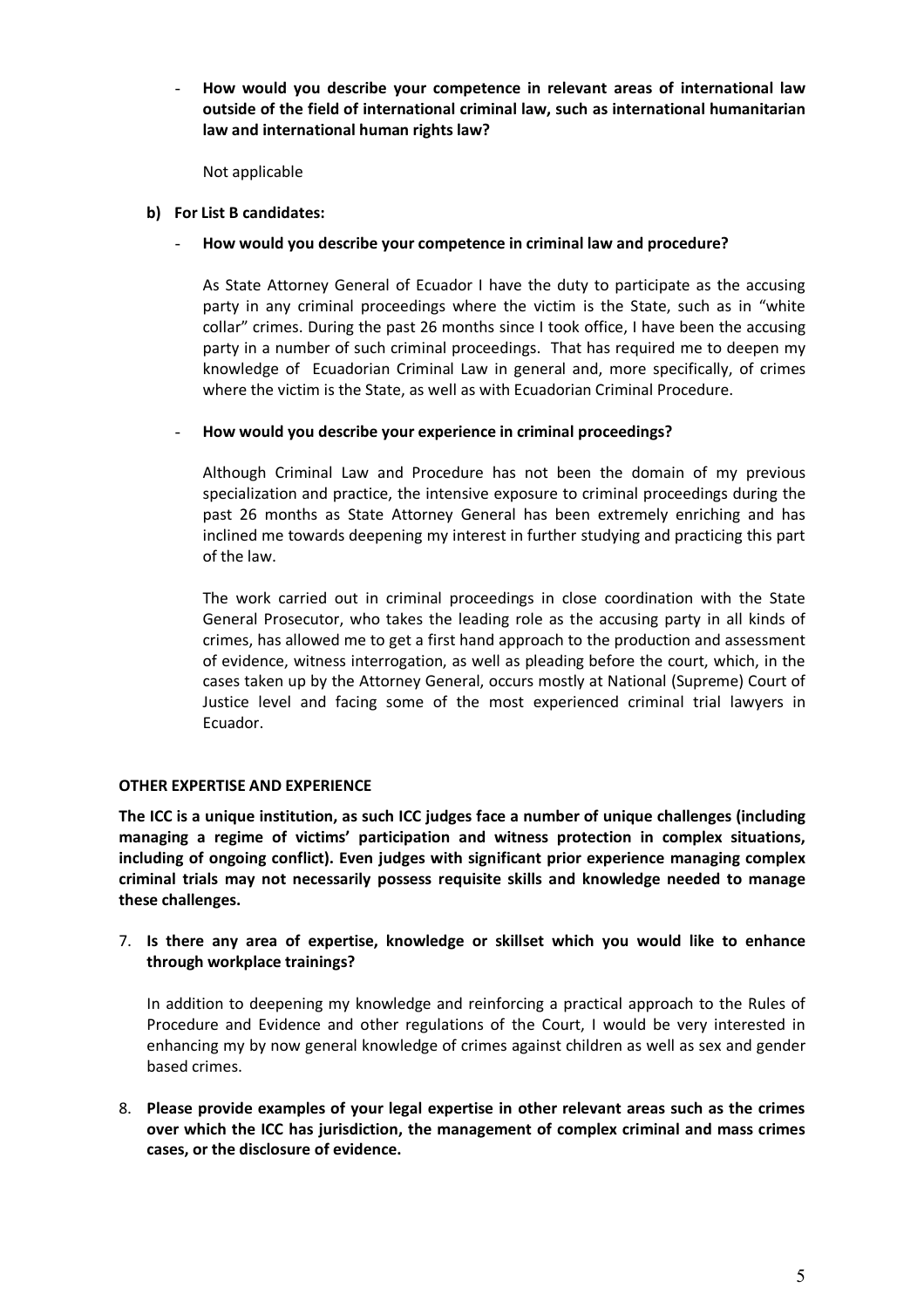- **How would you describe your competence in relevant areas of international law outside of the field of international criminal law, such as international humanitarian law and international human rights law?**

  Not applicable

**b) For List B candidates:**

- **How would you describe your competence in criminal law and procedure?**

  As State Attorney General of Ecuador I have the duty to participate as the accusing party in any criminal proceedings where the victim is the State, such as in "white collar" crimes. During the past 26 months since I took office, I have been the accusing party in a number of such criminal proceedings. That has required me to deepen my knowledge of Ecuadorian Criminal Law in general and, more specifically, of crimes where the victim is the State, as well as with Ecuadorian Criminal Procedure.

- **How would you describe your experience in criminal proceedings?**

  Although Criminal Law and Procedure has not been the domain of my previous specialization and practice, the intensive exposure to criminal proceedings during the past 26 months as State Attorney General has been extremely enriching and has inclined me towards deepening my interest in further studying and practicing this part of the law.

  The work carried out in criminal proceedings in close coordination with the State General Prosecutor, who takes the leading role as the accusing party in all kinds of crimes, has allowed me to get a first hand approach to the production and assessment of evidence, witness interrogation, as well as pleading before the court, which, in the cases taken up by the Attorney General, occurs mostly at National (Supreme) Court of Justice level and facing some of the most experienced criminal trial lawyers in Ecuador.

**OTHER EXPERTISE AND EXPERIENCE**

**The ICC is a unique institution, as such ICC judges face a number of unique challenges (including managing a regime of victims' participation and witness protection in complex situations, including of ongoing conflict). Even judges with significant prior experience managing complex criminal trials may not necessarily possess requisite skills and knowledge needed to manage these challenges.**

7. **Is there any area of expertise, knowledge or skillset which you would like to enhance through workplace trainings?**

   In addition to deepening my knowledge and reinforcing a practical approach to the Rules of Procedure and Evidence and other regulations of the Court, I would be very interested in enhancing my by now general knowledge of crimes against children as well as sex and gender based crimes.

8. **Please provide examples of your legal expertise in other relevant areas such as the crimes over which the ICC has jurisdiction, the management of complex criminal and mass crimes cases, or the disclosure of evidence.**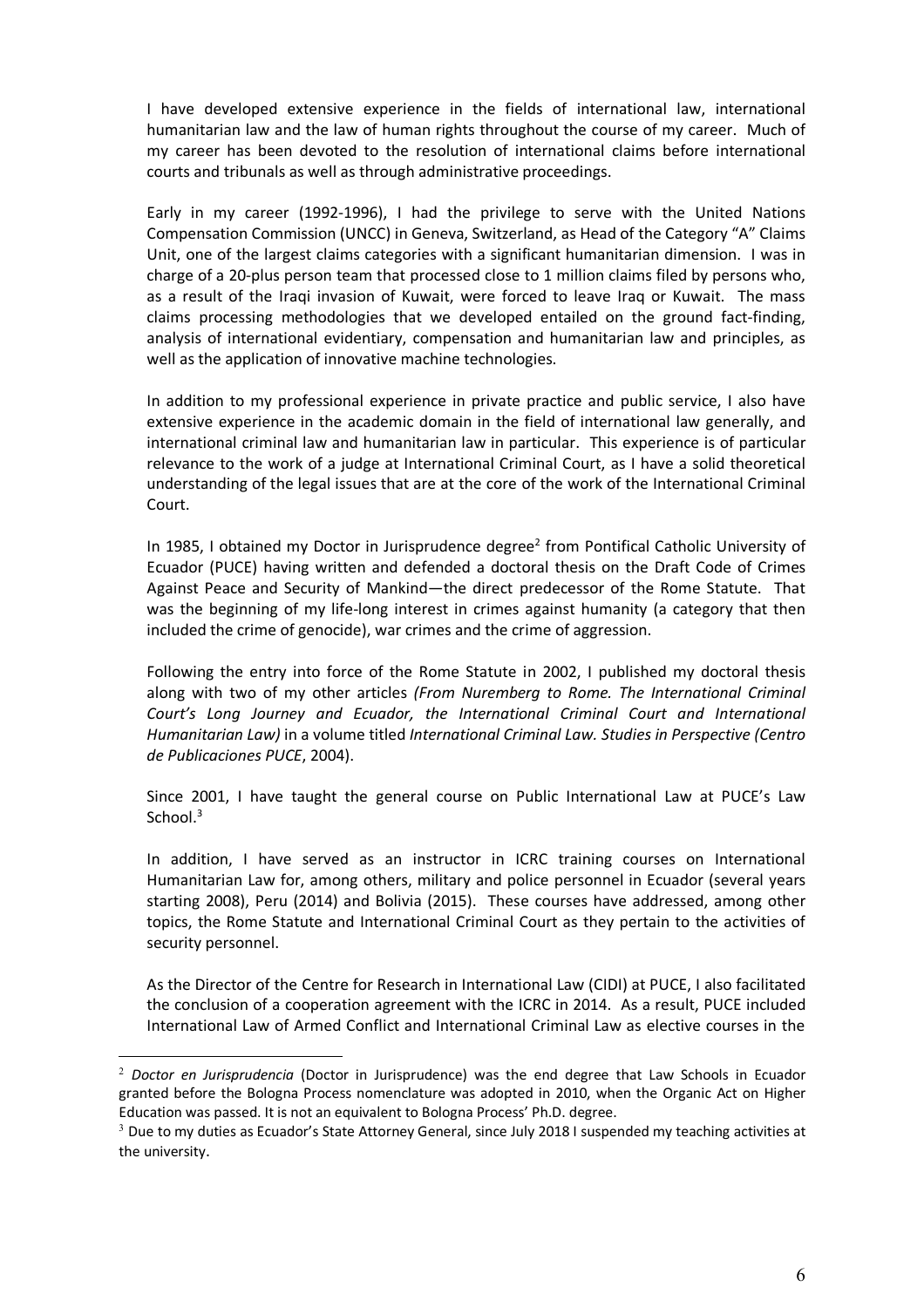I have developed extensive experience in the fields of international law, international humanitarian law and the law of human rights throughout the course of my career. Much of my career has been devoted to the resolution of international claims before international courts and tribunals as well as through administrative proceedings.

Early in my career (1992-1996), I had the privilege to serve with the United Nations Compensation Commission (UNCC) in Geneva, Switzerland, as Head of the Category "A" Claims Unit, one of the largest claims categories with a significant humanitarian dimension. I was in charge of a 20-plus person team that processed close to 1 million claims filed by persons who, as a result of the Iraqi invasion of Kuwait, were forced to leave Iraq or Kuwait. The mass claims processing methodologies that we developed entailed on the ground fact-finding, analysis of international evidentiary, compensation and humanitarian law and principles, as well as the application of innovative machine technologies.

In addition to my professional experience in private practice and public service, I also have extensive experience in the academic domain in the field of international law generally, and international criminal law and humanitarian law in particular. This experience is of particular relevance to the work of a judge at International Criminal Court, as I have a solid theoretical understanding of the legal issues that are at the core of the work of the International Criminal Court.

In 1985, I obtained my Doctor in Jurisprudence degree[2] from Pontifical Catholic University of Ecuador (PUCE) having written and defended a doctoral thesis on the Draft Code of Crimes Against Peace and Security of Mankind—the direct predecessor of the Rome Statute. That was the beginning of my life-long interest in crimes against humanity (a category that then included the crime of genocide), war crimes and the crime of aggression.

Following the entry into force of the Rome Statute in 2002, I published my doctoral thesis along with two of my other articles *(From Nuremberg to Rome. The International Criminal Court's Long Journey and Ecuador, the International Criminal Court and International Humanitarian Law)* in a volume titled *International Criminal Law. Studies in Perspective (Centro de Publicaciones PUCE*, 2004).

Since 2001, I have taught the general course on Public International Law at PUCE's Law School.[3]

In addition, I have served as an instructor in ICRC training courses on International Humanitarian Law for, among others, military and police personnel in Ecuador (several years starting 2008), Peru (2014) and Bolivia (2015). These courses have addressed, among other topics, the Rome Statute and International Criminal Court as they pertain to the activities of security personnel.

As the Director of the Centre for Research in International Law (CIDI) at PUCE, I also facilitated the conclusion of a cooperation agreement with the ICRC in 2014. As a result, PUCE included International Law of Armed Conflict and International Criminal Law as elective courses in the

---

[2] *Doctor en Jurisprudencia* (Doctor in Jurisprudence) was the end degree that Law Schools in Ecuador granted before the Bologna Process nomenclature was adopted in 2010, when the Organic Act on Higher Education was passed. It is not an equivalent to Bologna Process' Ph.D. degree.

[3] Due to my duties as Ecuador's State Attorney General, since July 2018 I suspended my teaching activities at the university.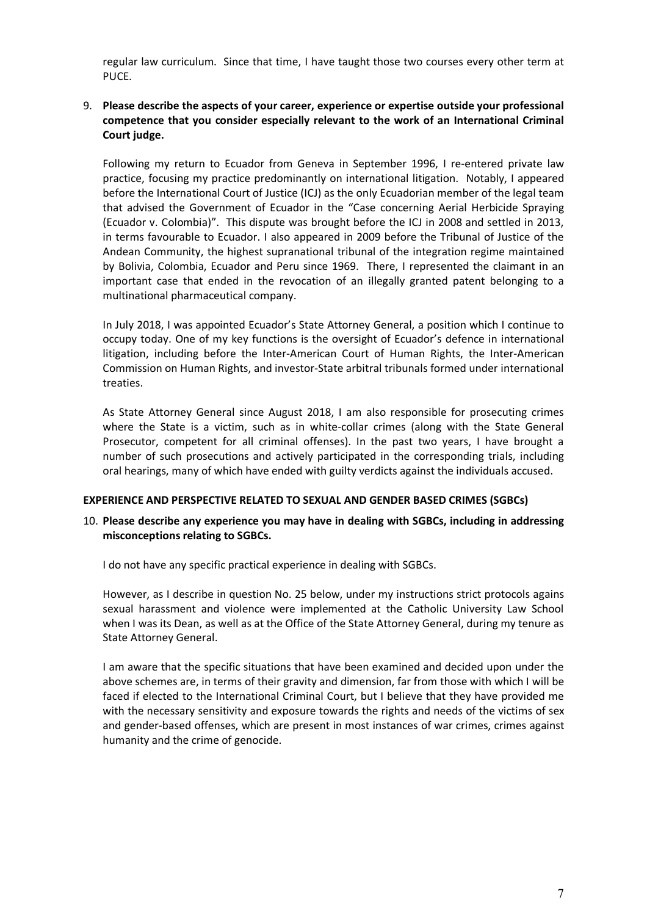regular law curriculum. Since that time, I have taught those two courses every other term at PUCE.

9. **Please describe the aspects of your career, experience or expertise outside your professional competence that you consider especially relevant to the work of an International Criminal Court judge.**

   Following my return to Ecuador from Geneva in September 1996, I re-entered private law practice, focusing my practice predominantly on international litigation. Notably, I appeared before the International Court of Justice (ICJ) as the only Ecuadorian member of the legal team that advised the Government of Ecuador in the "Case concerning Aerial Herbicide Spraying (Ecuador v. Colombia)". This dispute was brought before the ICJ in 2008 and settled in 2013, in terms favourable to Ecuador. I also appeared in 2009 before the Tribunal of Justice of the Andean Community, the highest supranational tribunal of the integration regime maintained by Bolivia, Colombia, Ecuador and Peru since 1969. There, I represented the claimant in an important case that ended in the revocation of an illegally granted patent belonging to a multinational pharmaceutical company.

   In July 2018, I was appointed Ecuador's State Attorney General, a position which I continue to occupy today. One of my key functions is the oversight of Ecuador's defence in international litigation, including before the Inter-American Court of Human Rights, the Inter-American Commission on Human Rights, and investor-State arbitral tribunals formed under international treaties.

   As State Attorney General since August 2018, I am also responsible for prosecuting crimes where the State is a victim, such as in white-collar crimes (along with the State General Prosecutor, competent for all criminal offenses). In the past two years, I have brought a number of such prosecutions and actively participated in the corresponding trials, including oral hearings, many of which have ended with guilty verdicts against the individuals accused.

**EXPERIENCE AND PERSPECTIVE RELATED TO SEXUAL AND GENDER BASED CRIMES (SGBCs)**

10. **Please describe any experience you may have in dealing with SGBCs, including in addressing misconceptions relating to SGBCs.**

    I do not have any specific practical experience in dealing with SGBCs.

    However, as I describe in question No. 25 below, under my instructions strict protocols agains sexual harassment and violence were implemented at the Catholic University Law School when I was its Dean, as well as at the Office of the State Attorney General, during my tenure as State Attorney General.

    I am aware that the specific situations that have been examined and decided upon under the above schemes are, in terms of their gravity and dimension, far from those with which I will be faced if elected to the International Criminal Court, but I believe that they have provided me with the necessary sensitivity and exposure towards the rights and needs of the victims of sex and gender-based offenses, which are present in most instances of war crimes, crimes against humanity and the crime of genocide.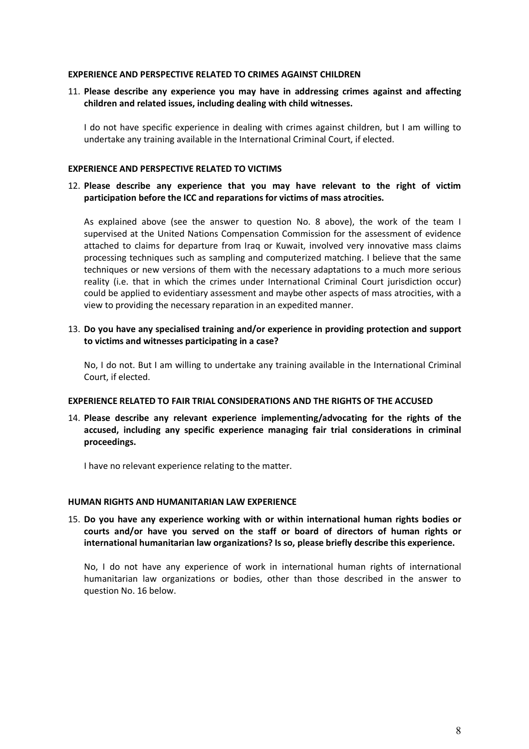## EXPERIENCE AND PERSPECTIVE RELATED TO CRIMES AGAINST CHILDREN

11. **Please describe any experience you may have in addressing crimes against and affecting children and related issues, including dealing with child witnesses.**

    I do not have specific experience in dealing with crimes against children, but I am willing to undertake any training available in the International Criminal Court, if elected.

## EXPERIENCE AND PERSPECTIVE RELATED TO VICTIMS

12. **Please describe any experience that you may have relevant to the right of victim participation before the ICC and reparations for victims of mass atrocities.**

    As explained above (see the answer to question No. 8 above), the work of the team I supervised at the United Nations Compensation Commission for the assessment of evidence attached to claims for departure from Iraq or Kuwait, involved very innovative mass claims processing techniques such as sampling and computerized matching. I believe that the same techniques or new versions of them with the necessary adaptations to a much more serious reality (i.e. that in which the crimes under International Criminal Court jurisdiction occur) could be applied to evidentiary assessment and maybe other aspects of mass atrocities, with a view to providing the necessary reparation in an expedited manner.

13. **Do you have any specialised training and/or experience in providing protection and support to victims and witnesses participating in a case?**

    No, I do not. But I am willing to undertake any training available in the International Criminal Court, if elected.

## EXPERIENCE RELATED TO FAIR TRIAL CONSIDERATIONS AND THE RIGHTS OF THE ACCUSED

14. **Please describe any relevant experience implementing/advocating for the rights of the accused, including any specific experience managing fair trial considerations in criminal proceedings.**

    I have no relevant experience relating to the matter.

## HUMAN RIGHTS AND HUMANITARIAN LAW EXPERIENCE

15. **Do you have any experience working with or within international human rights bodies or courts and/or have you served on the staff or board of directors of human rights or international humanitarian law organizations? Is so, please briefly describe this experience.**

    No, I do not have any experience of work in international human rights of international humanitarian law organizations or bodies, other than those described in the answer to question No. 16 below.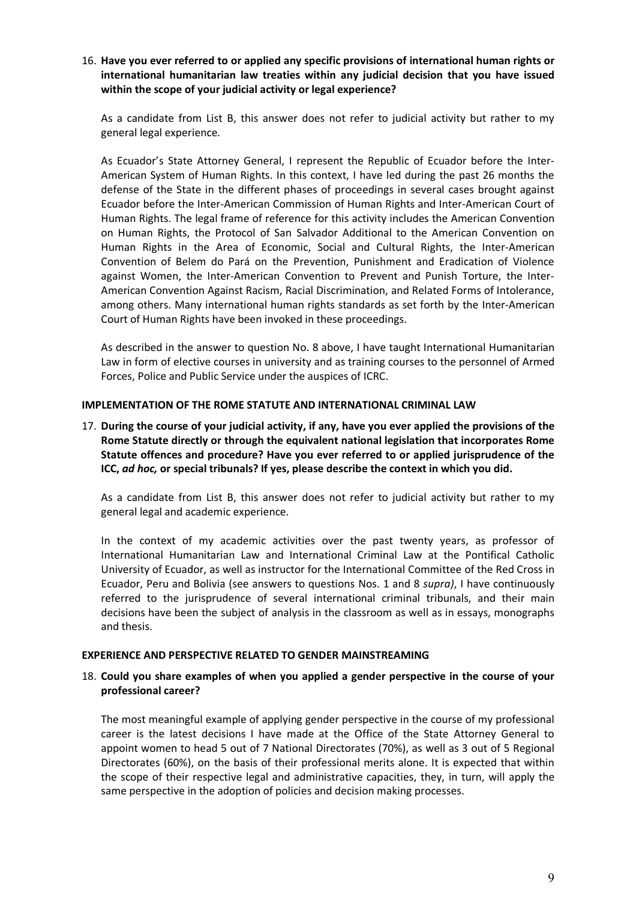16. **Have you ever referred to or applied any specific provisions of international human rights or international humanitarian law treaties within any judicial decision that you have issued within the scope of your judicial activity or legal experience?**

    As a candidate from List B, this answer does not refer to judicial activity but rather to my general legal experience.

    As Ecuador's State Attorney General, I represent the Republic of Ecuador before the Inter-American System of Human Rights. In this context, I have led during the past 26 months the defense of the State in the different phases of proceedings in several cases brought against Ecuador before the Inter-American Commission of Human Rights and Inter-American Court of Human Rights. The legal frame of reference for this activity includes the American Convention on Human Rights, the Protocol of San Salvador Additional to the American Convention on Human Rights in the Area of Economic, Social and Cultural Rights, the Inter-American Convention of Belem do Pará on the Prevention, Punishment and Eradication of Violence against Women, the Inter-American Convention to Prevent and Punish Torture, the Inter-American Convention Against Racism, Racial Discrimination, and Related Forms of Intolerance, among others. Many international human rights standards as set forth by the Inter-American Court of Human Rights have been invoked in these proceedings.

    As described in the answer to question No. 8 above, I have taught International Humanitarian Law in form of elective courses in university and as training courses to the personnel of Armed Forces, Police and Public Service under the auspices of ICRC.

### IMPLEMENTATION OF THE ROME STATUTE AND INTERNATIONAL CRIMINAL LAW

17. **During the course of your judicial activity, if any, have you ever applied the provisions of the Rome Statute directly or through the equivalent national legislation that incorporates Rome Statute offences and procedure? Have you ever referred to or applied jurisprudence of the ICC, *ad hoc,* or special tribunals? If yes, please describe the context in which you did.**

    As a candidate from List B, this answer does not refer to judicial activity but rather to my general legal and academic experience.

    In the context of my academic activities over the past twenty years, as professor of International Humanitarian Law and International Criminal Law at the Pontifical Catholic University of Ecuador, as well as instructor for the International Committee of the Red Cross in Ecuador, Peru and Bolivia (see answers to questions Nos. 1 and 8 *supra)*, I have continuously referred to the jurisprudence of several international criminal tribunals, and their main decisions have been the subject of analysis in the classroom as well as in essays, monographs and thesis.

### EXPERIENCE AND PERSPECTIVE RELATED TO GENDER MAINSTREAMING

18. **Could you share examples of when you applied a gender perspective in the course of your professional career?**

    The most meaningful example of applying gender perspective in the course of my professional career is the latest decisions I have made at the Office of the State Attorney General to appoint women to head 5 out of 7 National Directorates (70%), as well as 3 out of 5 Regional Directorates (60%), on the basis of their professional merits alone. It is expected that within the scope of their respective legal and administrative capacities, they, in turn, will apply the same perspective in the adoption of policies and decision making processes.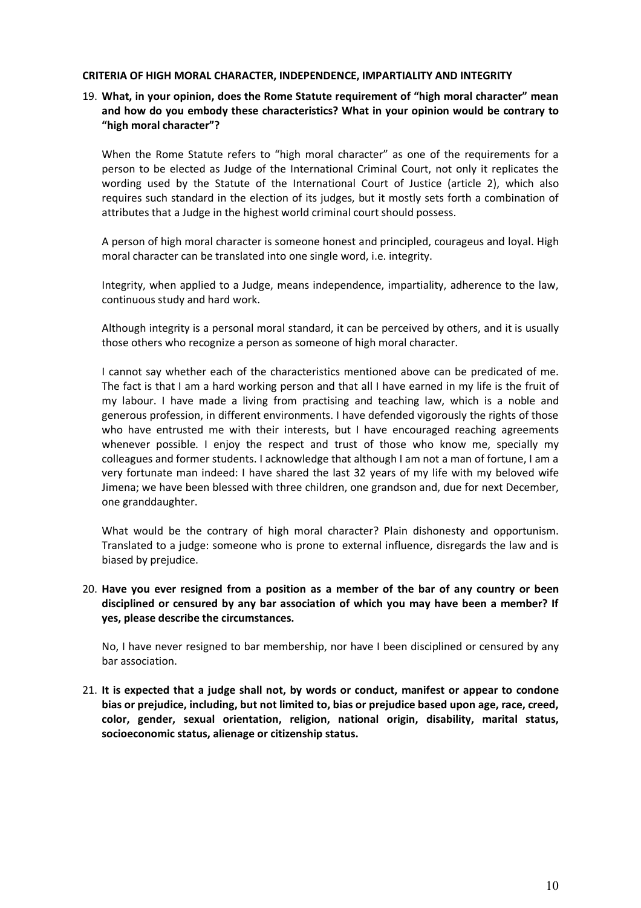**CRITERIA OF HIGH MORAL CHARACTER, INDEPENDENCE, IMPARTIALITY AND INTEGRITY**

19. **What, in your opinion, does the Rome Statute requirement of "high moral character" mean and how do you embody these characteristics? What in your opinion would be contrary to "high moral character"?**

    When the Rome Statute refers to "high moral character" as one of the requirements for a person to be elected as Judge of the International Criminal Court, not only it replicates the wording used by the Statute of the International Court of Justice (article 2), which also requires such standard in the election of its judges, but it mostly sets forth a combination of attributes that a Judge in the highest world criminal court should possess.

    A person of high moral character is someone honest and principled, courageus and loyal. High moral character can be translated into one single word, i.e. integrity.

    Integrity, when applied to a Judge, means independence, impartiality, adherence to the law, continuous study and hard work.

    Although integrity is a personal moral standard, it can be perceived by others, and it is usually those others who recognize a person as someone of high moral character.

    I cannot say whether each of the characteristics mentioned above can be predicated of me. The fact is that I am a hard working person and that all I have earned in my life is the fruit of my labour. I have made a living from practising and teaching law, which is a noble and generous profession, in different environments. I have defended vigorously the rights of those who have entrusted me with their interests, but I have encouraged reaching agreements whenever possible. I enjoy the respect and trust of those who know me, specially my colleagues and former students. I acknowledge that although I am not a man of fortune, I am a very fortunate man indeed: I have shared the last 32 years of my life with my beloved wife Jimena; we have been blessed with three children, one grandson and, due for next December, one granddaughter.

    What would be the contrary of high moral character? Plain dishonesty and opportunism. Translated to a judge: someone who is prone to external influence, disregards the law and is biased by prejudice.

20. **Have you ever resigned from a position as a member of the bar of any country or been disciplined or censured by any bar association of which you may have been a member? If yes, please describe the circumstances.**

    No, I have never resigned to bar membership, nor have I been disciplined or censured by any bar association.

21. **It is expected that a judge shall not, by words or conduct, manifest or appear to condone bias or prejudice, including, but not limited to, bias or prejudice based upon age, race, creed, color, gender, sexual orientation, religion, national origin, disability, marital status, socioeconomic status, alienage or citizenship status.**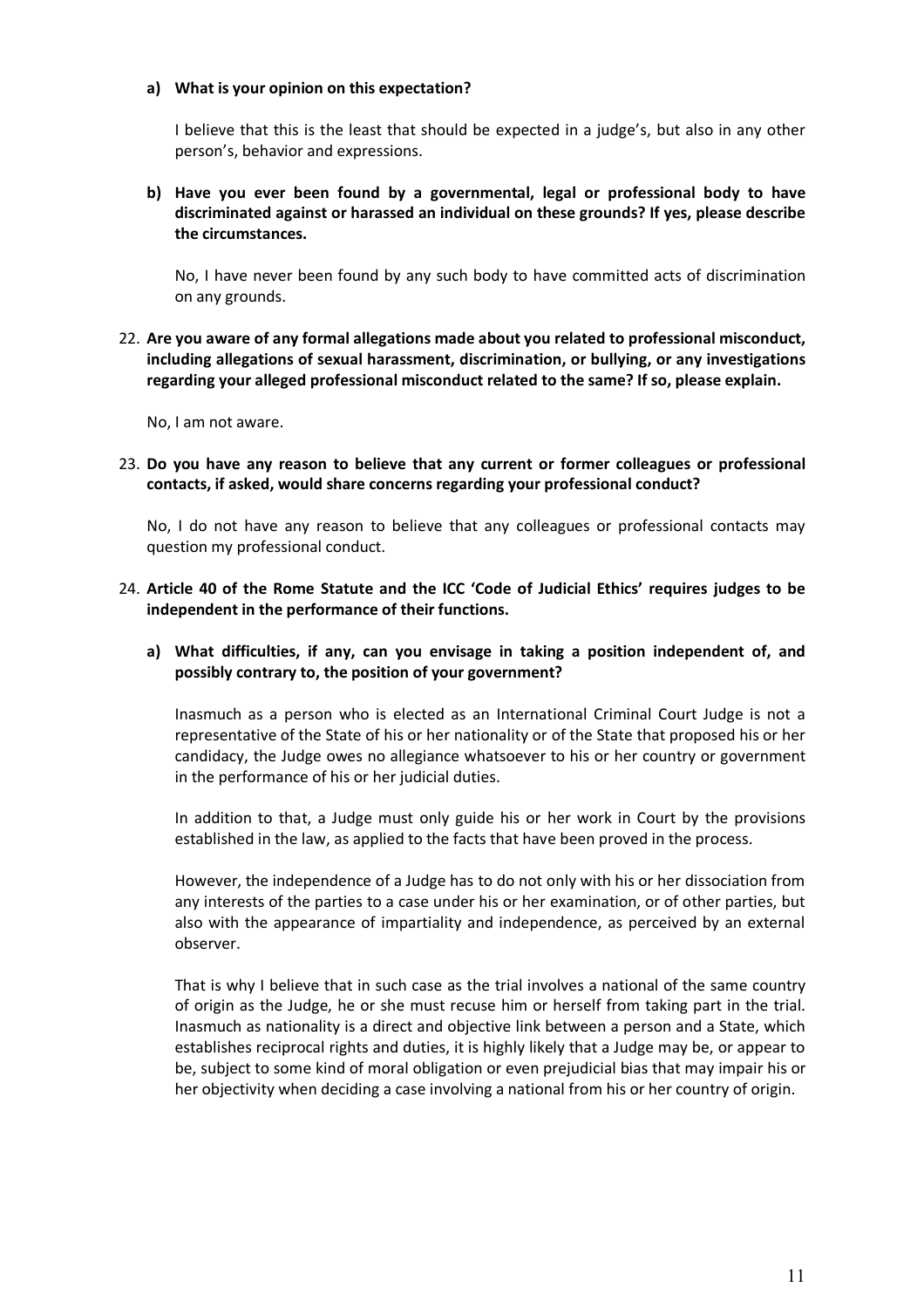**a) What is your opinion on this expectation?**

I believe that this is the least that should be expected in a judge's, but also in any other person's, behavior and expressions.

**b) Have you ever been found by a governmental, legal or professional body to have discriminated against or harassed an individual on these grounds? If yes, please describe the circumstances.**

No, I have never been found by any such body to have committed acts of discrimination on any grounds.

22. **Are you aware of any formal allegations made about you related to professional misconduct, including allegations of sexual harassment, discrimination, or bullying, or any investigations regarding your alleged professional misconduct related to the same? If so, please explain.**

No, I am not aware.

23. **Do you have any reason to believe that any current or former colleagues or professional contacts, if asked, would share concerns regarding your professional conduct?**

No, I do not have any reason to believe that any colleagues or professional contacts may question my professional conduct.

24. **Article 40 of the Rome Statute and the ICC 'Code of Judicial Ethics' requires judges to be independent in the performance of their functions.**

**a) What difficulties, if any, can you envisage in taking a position independent of, and possibly contrary to, the position of your government?**

Inasmuch as a person who is elected as an International Criminal Court Judge is not a representative of the State of his or her nationality or of the State that proposed his or her candidacy, the Judge owes no allegiance whatsoever to his or her country or government in the performance of his or her judicial duties.

In addition to that, a Judge must only guide his or her work in Court by the provisions established in the law, as applied to the facts that have been proved in the process.

However, the independence of a Judge has to do not only with his or her dissociation from any interests of the parties to a case under his or her examination, or of other parties, but also with the appearance of impartiality and independence, as perceived by an external observer.

That is why I believe that in such case as the trial involves a national of the same country of origin as the Judge, he or she must recuse him or herself from taking part in the trial. Inasmuch as nationality is a direct and objective link between a person and a State, which establishes reciprocal rights and duties, it is highly likely that a Judge may be, or appear to be, subject to some kind of moral obligation or even prejudicial bias that may impair his or her objectivity when deciding a case involving a national from his or her country of origin.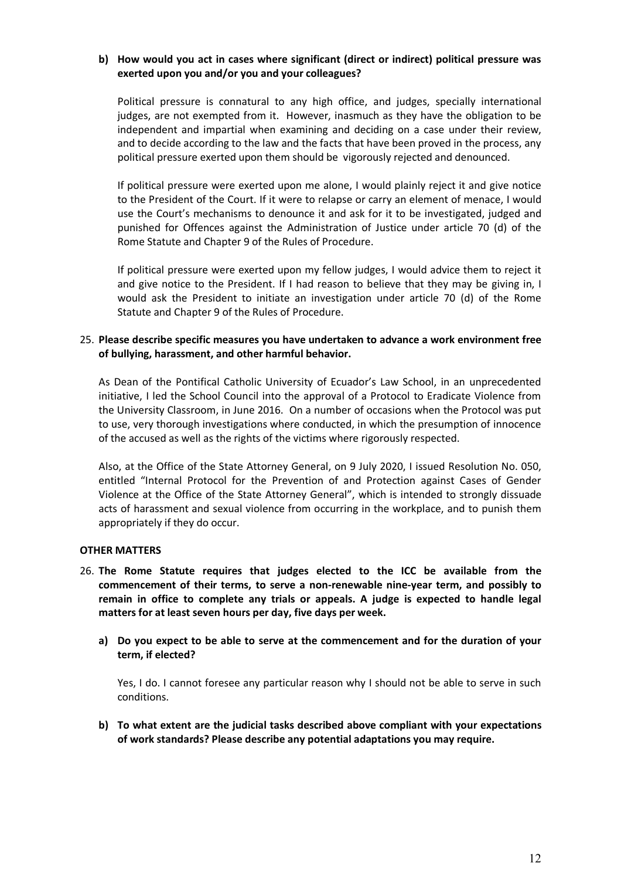**b) How would you act in cases where significant (direct or indirect) political pressure was exerted upon you and/or you and your colleagues?**

Political pressure is connatural to any high office, and judges, specially international judges, are not exempted from it. However, inasmuch as they have the obligation to be independent and impartial when examining and deciding on a case under their review, and to decide according to the law and the facts that have been proved in the process, any political pressure exerted upon them should be vigorously rejected and denounced.

If political pressure were exerted upon me alone, I would plainly reject it and give notice to the President of the Court. If it were to relapse or carry an element of menace, I would use the Court's mechanisms to denounce it and ask for it to be investigated, judged and punished for Offences against the Administration of Justice under article 70 (d) of the Rome Statute and Chapter 9 of the Rules of Procedure.

If political pressure were exerted upon my fellow judges, I would advice them to reject it and give notice to the President. If I had reason to believe that they may be giving in, I would ask the President to initiate an investigation under article 70 (d) of the Rome Statute and Chapter 9 of the Rules of Procedure.

25. **Please describe specific measures you have undertaken to advance a work environment free of bullying, harassment, and other harmful behavior.**

As Dean of the Pontifical Catholic University of Ecuador's Law School, in an unprecedented initiative, I led the School Council into the approval of a Protocol to Eradicate Violence from the University Classroom, in June 2016. On a number of occasions when the Protocol was put to use, very thorough investigations where conducted, in which the presumption of innocence of the accused as well as the rights of the victims where rigorously respected.

Also, at the Office of the State Attorney General, on 9 July 2020, I issued Resolution No. 050, entitled "Internal Protocol for the Prevention of and Protection against Cases of Gender Violence at the Office of the State Attorney General", which is intended to strongly dissuade acts of harassment and sexual violence from occurring in the workplace, and to punish them appropriately if they do occur.

**OTHER MATTERS**

26. **The Rome Statute requires that judges elected to the ICC be available from the commencement of their terms, to serve a non-renewable nine-year term, and possibly to remain in office to complete any trials or appeals. A judge is expected to handle legal matters for at least seven hours per day, five days per week.**

**a) Do you expect to be able to serve at the commencement and for the duration of your term, if elected?**

Yes, I do. I cannot foresee any particular reason why I should not be able to serve in such conditions.

**b) To what extent are the judicial tasks described above compliant with your expectations of work standards? Please describe any potential adaptations you may require.**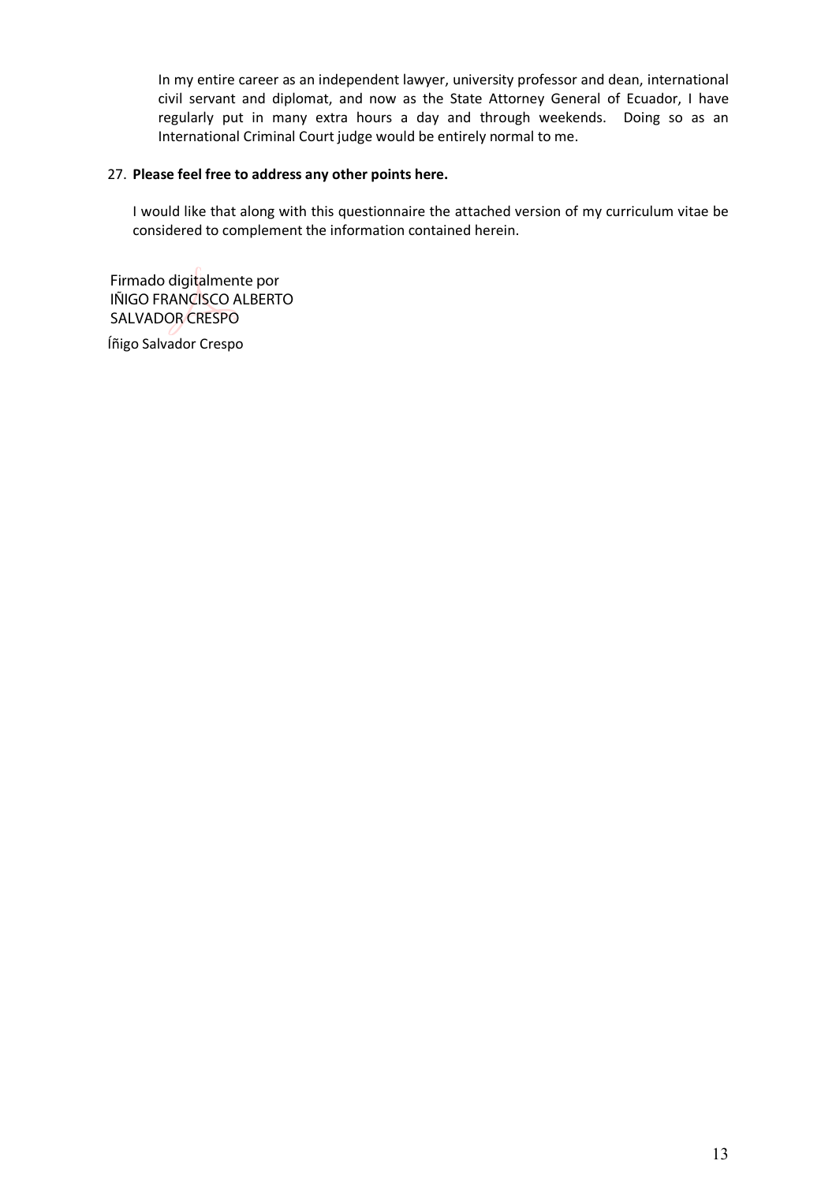In my entire career as an independent lawyer, university professor and dean, international civil servant and diplomat, and now as the State Attorney General of Ecuador, I have regularly put in many extra hours a day and through weekends. Doing so as an International Criminal Court judge would be entirely normal to me.

27. **Please feel free to address any other points here.**

I would like that along with this questionnaire the attached version of my curriculum vitae be considered to complement the information contained herein.

Firmado digitalmente por
IÑIGO FRANCISCO ALBERTO
SALVADOR CRESPO

Íñigo Salvador Crespo